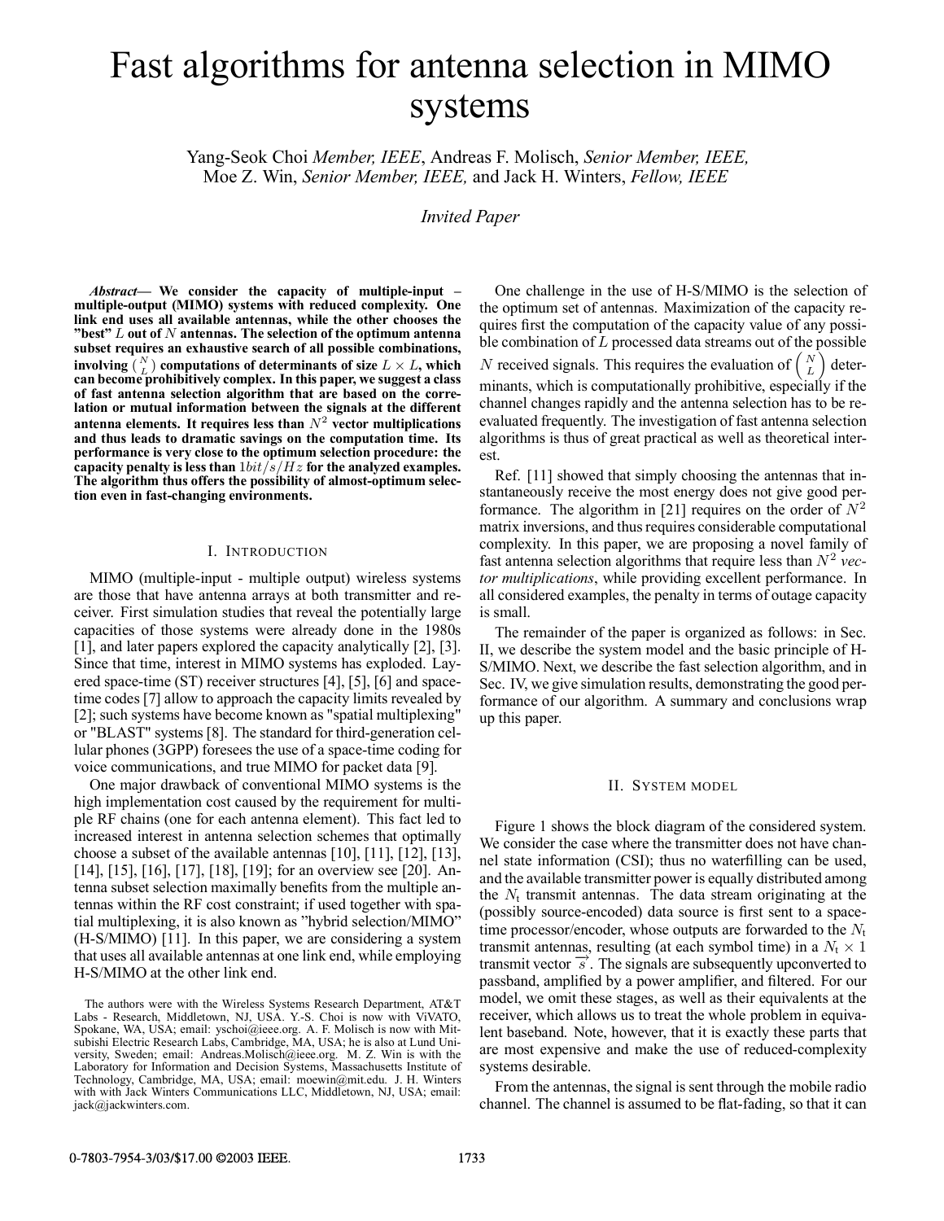# Fast algorithms for antenna selection in MIMO systems

Yang-Seok Choi *Member, IEEE*, Andreas F. Molisch, *Senior Member, IEEE,* Moe Z. Win, *Senior Member, IEEE,* and Jack H. Winters, *Fellow, IEEE*

*Invited Paper*

***Abstract*— We consider the capacity of multiple-input – multiple-output (MIMO) systems with reduced complexity. One link end uses all available antennas, while the other chooses the "best" $L$ out of $N$ antennas. The selection of the optimum antenna subset requires an exhaustive search of all possible combinations, involving $\binom{N}{L}$ computations of determinants of size $L \times L$, which can become prohibitively complex. In this paper, we suggest a class of fast antenna selection algorithm that are based on the correlation or mutual information between the signals at the different antenna elements. It requires less than $N^2$ vector multiplications and thus leads to dramatic savings on the computation time. Its performance is very close to the optimum selection procedure: the capacity penalty is less than $1 bit/s/Hz$ for the analyzed examples. The algorithm thus offers the possibility of almost-optimum selection even in fast-changing environments.**

## I. Introduction

MIMO (multiple-input - multiple output) wireless systems are those that have antenna arrays at both transmitter and receiver. First simulation studies that reveal the potentially large capacities of those systems were already done in the 1980s [1], and later papers explored the capacity analytically [2], [3]. Since that time, interest in MIMO systems has exploded. Layered space-time (ST) receiver structures [4], [5], [6] and space-time codes [7] allow to approach the capacity limits revealed by [2]; such systems have become known as "spatial multiplexing" or "BLAST" systems [8]. The standard for third-generation cellular phones (3GPP) foresees the use of a space-time coding for voice communications, and true MIMO for packet data [9].

One major drawback of conventional MIMO systems is the high implementation cost caused by the requirement for multiple RF chains (one for each antenna element). This fact led to increased interest in antenna selection schemes that optimally choose a subset of the available antennas [10], [11], [12], [13], [14], [15], [16], [17], [18], [19]; for an overview see [20]. Antenna subset selection maximally benefits from the multiple antennas within the RF cost constraint; if used together with spatial multiplexing, it is also known as "hybrid selection/MIMO" (H-S/MIMO) [11]. In this paper, we are considering a system that uses all available antennas at one link end, while employing H-S/MIMO at the other link end.

The authors were with the Wireless Systems Research Department, AT&T Labs - Research, Middletown, NJ, USA. Y.-S. Choi is now with ViVATO, Spokane, WA, USA; email: yschoi@ieee.org. A. F. Molisch is now with Mitsubishi Electric Research Labs, Cambridge, MA, USA; he is also at Lund University, Sweden; email: Andreas.Molisch@ieee.org. M. Z. Win is with the Laboratory for Information and Decision Systems, Massachusetts Institute of Technology, Cambridge, MA, USA; email: moewin@mit.edu. J. H. Winters with with Jack Winters Communications LLC, Middletown, NJ, USA; email: jack@jackwinters.com.

One challenge in the use of H-S/MIMO is the selection of the optimum set of antennas. Maximization of the capacity requires first the computation of the capacity value of any possible combination of $L$ processed data streams out of the possible $N$ received signals. This requires the evaluation of $\binom{N}{L}$ determinants, which is computationally prohibitive, especially if the channel changes rapidly and the antenna selection has to be reevaluated frequently. The investigation of fast antenna selection algorithms is thus of great practical as well as theoretical interest.

Ref. [11] showed that simply choosing the antennas that instantaneously receive the most energy does not give good performance. The algorithm in [21] requires on the order of $N^2$ matrix inversions, and thus requires considerable computational complexity. In this paper, we are proposing a novel family of fast antenna selection algorithms that require less than $N^2$ *vector multiplications*, while providing excellent performance. In all considered examples, the penalty in terms of outage capacity is small.

The remainder of the paper is organized as follows: in Sec. II, we describe the system model and the basic principle of H-S/MIMO. Next, we describe the fast selection algorithm, and in Sec. IV, we give simulation results, demonstrating the good performance of our algorithm. A summary and conclusions wrap up this paper.

## II. System model

Figure 1 shows the block diagram of the considered system. We consider the case where the transmitter does not have channel state information (CSI); thus no waterfilling can be used, and the available transmitter power is equally distributed among the $N_t$ transmit antennas. The data stream originating at the (possibly source-encoded) data source is first sent to a space-time processor/encoder, whose outputs are forwarded to the $N_t$ transmit antennas, resulting (at each symbol time) in a $N_t \times 1$ transmit vector $\vec{s}$. The signals are subsequently upconverted to passband, amplified by a power amplifier, and filtered. For our model, we omit these stages, as well as their equivalents at the receiver, which allows us to treat the whole problem in equivalent baseband. Note, however, that it is exactly these parts that are most expensive and make the use of reduced-complexity systems desirable.

From the antennas, the signal is sent through the mobile radio channel. The channel is assumed to be flat-fading, so that it can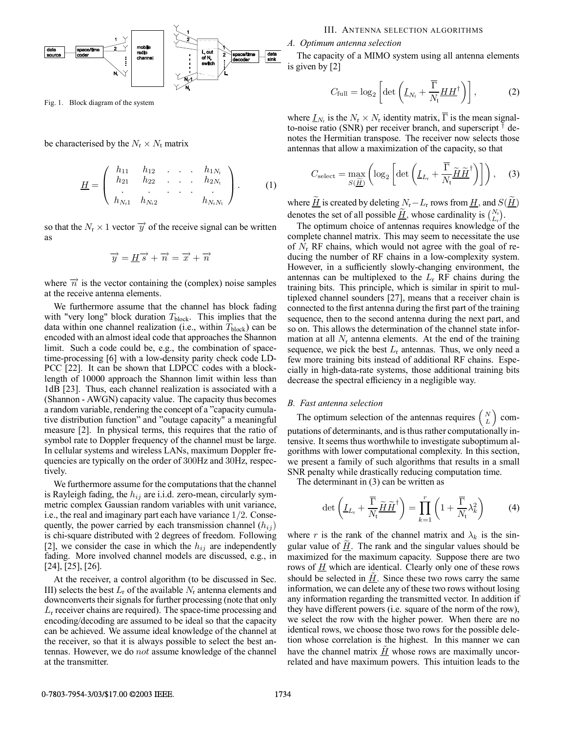Fig. 1. Block diagram of the system

be characterised by the $N_r \times N_t$ matrix

$$\underline{H} = \begin{pmatrix} h_{11} & h_{12} & . & . & . & h_{1N_t} \\ h_{21} & h_{22} & . & . & . & h_{2N_t} \\ . & . & . & . & . & . \\ h_{N_r1} & h_{N_r2} & & & & h_{N_rN_t} \end{pmatrix}. \tag{1}$$

so that the $N_r \times 1$ vector $\overrightarrow{y}$ of the receive signal can be written as

$$\overrightarrow{y} = \underline{H}\,\overrightarrow{s} + \overrightarrow{n} = \overrightarrow{x} + \overrightarrow{n}$$

where $\overrightarrow{n}$ is the vector containing the (complex) noise samples at the receive antenna elements.

We furthermore assume that the channel has block fading with "very long" block duration $T_{\text{block}}$. This implies that the data within one channel realization (i.e., within $T_{\text{block}}$) can be encoded with an almost ideal code that approaches the Shannon limit. Such a code could be, e.g., the combination of space-time-processing [6] with a low-density parity check code LDPCC [22]. It can be shown that LDPCC codes with a block-length of 10000 approach the Shannon limit within less than 1dB [23]. Thus, each channel realization is associated with a (Shannon - AWGN) capacity value. The capacity thus becomes a random variable, rendering the concept of a "capacity cumulative distribution function" and "outage capacity" a meaningful measure [2]. In physical terms, this requires that the ratio of symbol rate to Doppler frequency of the channel must be large. In cellular systems and wireless LANs, maximum Doppler frequencies are typically on the order of 300Hz and 30Hz, respectively.

We furthermore assume for the computations that the channel is Rayleigh fading, the $h_{ij}$ are i.i.d. zero-mean, circularly symmetric complex Gaussian random variables with unit variance, i.e., the real and imaginary part each have variance $1/2$. Consequently, the power carried by each transmission channel ($h_{ij}$) is chi-square distributed with 2 degrees of freedom. Following [2], we consider the case in which the $h_{ij}$ are independently fading. More involved channel models are discussed, e.g., in [24], [25], [26].

At the receiver, a control algorithm (to be discussed in Sec. III) selects the best $L_r$ of the available $N_r$ antenna elements and downconverts their signals for further processing (note that only $L_r$ receiver chains are required). The space-time processing and encoding/decoding are assumed to be ideal so that the capacity can be achieved. We assume ideal knowledge of the channel at the receiver, so that it is always possible to select the best antennas. However, we do *not* assume knowledge of the channel at the transmitter.

## III. Antenna selection algorithms

### A. Optimum antenna selection

The capacity of a MIMO system using all antenna elements is given by [2]

$$C_{\text{full}} = \log_2 \left[ \det \left( \underline{I}_{N_r} + \frac{\overline{\Gamma}}{N_t} \underline{H}\underline{H}^{\dagger} \right) \right], \tag{2}$$

where $\underline{I}_{N_r}$ is the $N_r \times N_r$ identity matrix, $\overline{\Gamma}$ is the mean signal-to-noise ratio (SNR) per receiver branch, and superscript $^{\dagger}$ denotes the Hermitian transpose. The receiver now selects those antennas that allow a maximization of the capacity, so that

$$C_{\text{select}} = \max_{S(\underline{\widetilde{H}})} \left( \log_2 \left[ \det \left( \underline{I}_{L_r} + \frac{\overline{\Gamma}}{N_t} \underline{\widetilde{H}}\underline{\widetilde{H}}^{\dagger} \right) \right] \right), \tag{3}$$

where $\underline{\widetilde{H}}$ is created by deleting $N_r - L_r$ rows from $\underline{H}$, and $S(\underline{\widetilde{H}})$ denotes the set of all possible $\underline{\widetilde{H}}$, whose cardinality is $\binom{N_r}{L_r}$.

The optimum choice of antennas requires knowledge of the complete channel matrix. This may seem to necessitate the use of $N_r$ RF chains, which would not agree with the goal of reducing the number of RF chains in a low-complexity system. However, in a sufficiently slowly-changing environment, the antennas can be multiplexed to the $L_r$ RF chains during the training bits. This principle, which is similar in spirit to multiplexed channel sounders [27], means that a receiver chain is connected to the first antenna during the first part of the training sequence, then to the second antenna during the next part, and so on. This allows the determination of the channel state information at all $N_r$ antenna elements. At the end of the training sequence, we pick the best $L_r$ antennas. Thus, we only need a few more training bits instead of additional RF chains. Especially in high-data-rate systems, those additional training bits decrease the spectral efficiency in a negligible way.

### B. Fast antenna selection

The optimum selection of the antennas requires $\binom{N}{L}$ computations of determinants, and is thus rather computationally intensive. It seems thus worthwhile to investigate suboptimum algorithms with lower computational complexity. In this section, we present a family of such algorithms that results in a small SNR penalty while drastically reducing computation time.

The determinant in (3) can be written as

$$\det \left( \underline{I}_{L_r} + \frac{\overline{\Gamma}}{N_t} \underline{\widetilde{H}}\underline{\widetilde{H}}^{\dagger} \right) = \prod_{k=1}^{r} \left( 1 + \frac{\overline{\Gamma}}{N_t} \lambda_k^2 \right) \tag{4}$$

where $r$ is the rank of the channel matrix and $\lambda_k$ is the singular value of $\underline{\widetilde{H}}$. The rank and the singular values should be maximized for the maximum capacity. Suppose there are two rows of $\underline{H}$ which are identical. Clearly only one of these rows should be selected in $\underline{\tilde{H}}$. Since these two rows carry the same information, we can delete any of these two rows without losing any information regarding the transmitted vector. In addition if they have different powers (i.e. square of the norm of the row), we select the row with the higher power. When there are no identical rows, we choose those two rows for the possible deletion whose correlation is the highest. In this manner we can have the channel matrix $\underline{\tilde{H}}$ whose rows are maximally uncorrelated and have maximum powers. This intuition leads to the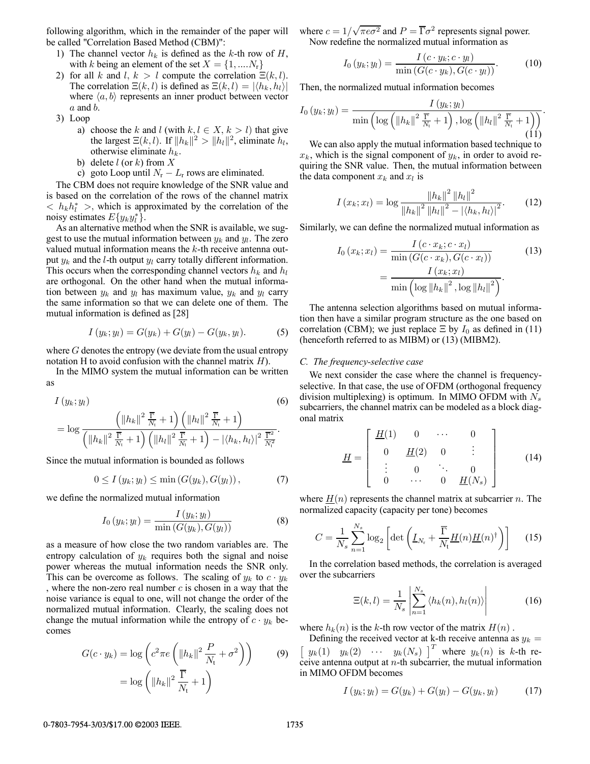following algorithm, which in the remainder of the paper will be called "Correlation Based Method (CBM)":

1) The channel vector $h_k$ is defined as the $k$-th row of $H$, with $k$ being an element of the set $X = \{1, ....N_r\}$
2) for all $k$ and $l$, $k > l$ compute the correlation $\Xi(k, l)$. The correlation $\Xi(k, l)$ is defined as $\Xi(k, l) = |\langle h_k, h_l \rangle|$ where $\langle a, b \rangle$ represents an inner product between vector $a$ and $b$.
3) Loop
   a) choose the $k$ and $l$ (with $k, l \in X$, $k > l$) that give the largest $\Xi(k, l)$. If $\|h_k\|^2 > \|h_l\|^2$, eliminate $h_l$, otherwise eliminate $h_k$.
   b) delete $l$ (or $k$) from $X$
   c) goto Loop until $N_r - L_r$ rows are eliminated.

The CBM does not require knowledge of the SNR value and is based on the correlation of the rows of the channel matrix $< h_k h_l^* >$, which is approximated by the correlation of the noisy estimates $E\{y_k y_l^*\}$.

As an alternative method when the SNR is available, we suggest to use the mutual information between $y_k$ and $y_l$. The zero valued mutual information means the $k$-th receive antenna output $y_k$ and the $l$-th output $y_l$ carry totally different information. This occurs when the corresponding channel vectors $h_k$ and $h_l$ are orthogonal. On the other hand when the mutual information between $y_k$ and $y_l$ has maximum value, $y_k$ and $y_l$ carry the same information so that we can delete one of them. The mutual information is defined as [28]

$$I(y_k; y_l) = G(y_k) + G(y_l) - G(y_k, y_l). \tag{5}$$

where $G$ denotes the entropy (we deviate from the usual entropy notation H to avoid confusion with the channel matrix $H$).

In the MIMO system the mutual information can be written as

$$\begin{aligned} &I(y_k; y_l) \quad (6)\\ &= \log \frac{\left(\|h_k\|^2 \frac{\overline{\Gamma}}{N_t} + 1\right)\left(\|h_l\|^2 \frac{\overline{\Gamma}}{N_t} + 1\right)}{\left(\|h_k\|^2 \frac{\overline{\Gamma}}{N_t} + 1\right)\left(\|h_l\|^2 \frac{\overline{\Gamma}}{N_t} + 1\right) - |\langle h_k, h_l \rangle|^2 \frac{\overline{\Gamma}^2}{N_t^2}}. \end{aligned}$$

Since the mutual information is bounded as follows

$$0 \leq I(y_k; y_l) \leq \min(G(y_k), G(y_l)), \tag{7}$$

we define the normalized mutual information

$$I_0(y_k; y_l) = \frac{I(y_k; y_l)}{\min(G(y_k), G(y_l))} \tag{8}$$

as a measure of how close the two random variables are. The entropy calculation of $y_k$ requires both the signal and noise power whereas the mutual information needs the SNR only. This can be overcome as follows. The scaling of $y_k$ to $c \cdot y_k$, where the non-zero real number $c$ is chosen in a way that the noise variance is equal to one, will not change the order of the normalized mutual information. Clearly, the scaling does not change the mutual information while the entropy of $c \cdot y_k$ becomes

$$\begin{aligned} G(c \cdot y_k) &= \log\left(c^2 \pi e \left(\|h_k\|^2 \frac{P}{N_t} + \sigma^2\right)\right) \quad (9)\\ &= \log\left(\|h_k\|^2 \frac{\overline{\Gamma}}{N_t} + 1\right) \end{aligned}$$

where $c = 1/\sqrt{\pi e \sigma^2}$ and $P = \overline{\Gamma}\sigma^2$ represents signal power.

Now redefine the normalized mutual information as

$$I_0(y_k; y_l) = \frac{I(c \cdot y_k; c \cdot y_l)}{\min(G(c \cdot y_k), G(c \cdot y_l))}. \tag{10}$$

Then, the normalized mutual information becomes

$$I_0(y_k; y_l) = \frac{I(y_k; y_l)}{\min\left(\log\left(\|h_k\|^2 \frac{\overline{\Gamma}}{N_t} + 1\right), \log\left(\|h_l\|^2 \frac{\overline{\Gamma}}{N_t} + 1\right)\right)}. \tag{11}$$

We can also apply the mutual information based technique to $x_k$, which is the signal component of $y_k$, in order to avoid requiring the SNR value. Then, the mutual information between the data component $x_k$ and $x_l$ is

$$I(x_k; x_l) = \log \frac{\|h_k\|^2 \|h_l\|^2}{\|h_k\|^2 \|h_l\|^2 - |\langle h_k, h_l \rangle|^2}. \tag{12}$$

Similarly, we can define the normalized mutual information as

$$\begin{aligned} I_0(x_k; x_l) &= \frac{I(c \cdot x_k; c \cdot x_l)}{\min(G(c \cdot x_k), G(c \cdot x_l))} \quad (13)\\ &= \frac{I(x_k; x_l)}{\min\left(\log\|h_k\|^2, \log\|h_l\|^2\right)}. \end{aligned}$$

The antenna selection algorithms based on mutual information then have a similar program structure as the one based on correlation (CBM); we just replace $\Xi$ by $I_0$ as defined in (11) (henceforth referred to as MIBM) or (13) (MIBM2).

### C. The frequency-selective case

We next consider the case where the channel is frequency-selective. In that case, the use of OFDM (orthogonal frequency division multiplexing) is optimum. In MIMO OFDM with $N_s$ subcarriers, the channel matrix can be modeled as a block diagonal matrix

$$\underline{H} = \begin{bmatrix} \underline{H}(1) & 0 & \cdots & 0 \\ 0 & \underline{H}(2) & 0 & \vdots \\ \vdots & 0 & \ddots & 0 \\ 0 & \cdots & 0 & \underline{H}(N_s) \end{bmatrix} \tag{14}$$

where $\underline{H}(n)$ represents the channel matrix at subcarrier $n$. The normalized capacity (capacity per tone) becomes

$$C = \frac{1}{N_s} \sum_{n=1}^{N_s} \log_2 \left[\det\left(\underline{I}_{N_r} + \frac{\overline{\Gamma}}{N_t} \underline{H}(n) \underline{H}(n)^\dagger\right)\right] \tag{15}$$

In the correlation based methods, the correlation is averaged over the subcarriers

$$\Xi(k, l) = \frac{1}{N_s} \left| \sum_{n=1}^{N_s} \langle h_k(n), h_l(n) \rangle \right| \tag{16}$$

where $h_k(n)$ is the $k$-th row vector of the matrix $H(n)$.

Defining the received vector at k-th receive antenna as $y_k = \left[\begin{array}{cccc} y_k(1) & y_k(2) & \cdots & y_k(N_s) \end{array}\right]^T$ where $y_k(n)$ is $k$-th receive antenna output at $n$-th subcarrier, the mutual information in MIMO OFDM becomes

$$I(y_k; y_l) = G(y_k) + G(y_l) - G(y_k, y_l) \tag{17}$$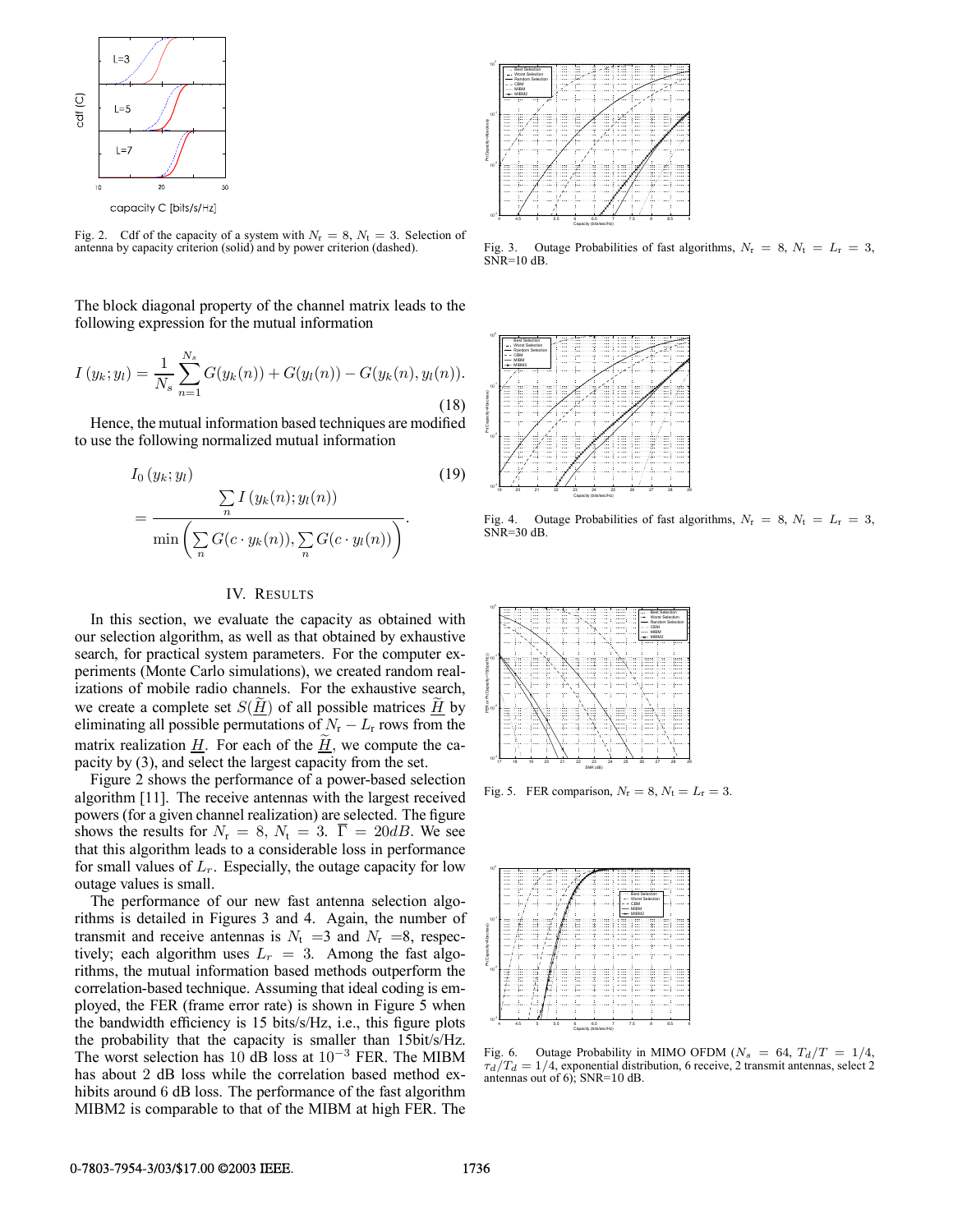Fig. 2. Cdf of the capacity of a system with $N_\mathrm{r} = 8$, $N_\mathrm{t} = 3$. Selection of antenna by capacity criterion (solid) and by power criterion (dashed).

Fig. 3. Outage Probabilities of fast algorithms, $N_\mathrm{r} = 8$, $N_\mathrm{t} = L_\mathrm{r} = 3$, SNR=10 dB.

The block diagonal property of the channel matrix leads to the following expression for the mutual information

$$I\left(y_k; y_l\right) = \frac{1}{N_s}\sum_{n=1}^{N_s} G(y_k(n)) + G(y_l(n)) - G(y_k(n), y_l(n)). \tag{18}$$

Hence, the mutual information based techniques are modified to use the following normalized mutual information

$$I_0\left(y_k; y_l\right) = \frac{\sum_n I\left(y_k(n); y_l(n)\right)}{\min\left(\sum_n G(c \cdot y_k(n)), \sum_n G(c \cdot y_l(n))\right)}. \tag{19}$$

Fig. 4. Outage Probabilities of fast algorithms, $N_\mathrm{r} = 8$, $N_\mathrm{t} = L_\mathrm{r} = 3$, SNR=30 dB.

## IV. Results

In this section, we evaluate the capacity as obtained with our selection algorithm, as well as that obtained by exhaustive search, for practical system parameters. For the computer experiments (Monte Carlo simulations), we created random realizations of mobile radio channels. For the exhaustive search, we create a complete set $S(\underline{\widetilde{H}})$ of all possible matrices $\underline{\widetilde{H}}$ by eliminating all possible permutations of $N_\mathrm{r} - L_\mathrm{r}$ rows from the matrix realization $\underline{H}$. For each of the $\underline{\widetilde{H}}$, we compute the capacity by (3), and select the largest capacity from the set.

Figure 2 shows the performance of a power-based selection algorithm [11]. The receive antennas with the largest received powers (for a given channel realization) are selected. The figure shows the results for $N_\mathrm{r} = 8$, $N_\mathrm{t} = 3$. $\overline{\Gamma} = 20dB$. We see that this algorithm leads to a considerable loss in performance for small values of $L_r$. Especially, the outage capacity for low outage values is small.

The performance of our new fast antenna selection algorithms is detailed in Figures 3 and 4. Again, the number of transmit and receive antennas is $N_\mathrm{t}$ =3 and $N_\mathrm{r}$ =8, respectively; each algorithm uses $L_r = 3$. Among the fast algorithms, the mutual information based methods outperform the correlation-based technique. Assuming that ideal coding is employed, the FER (frame error rate) is shown in Figure 5 when the bandwidth efficiency is 15 bits/s/Hz, i.e., this figure plots the probability that the capacity is smaller than 15bit/s/Hz. The worst selection has 10 dB loss at $10^{-3}$ FER. The MIBM has about 2 dB loss while the correlation based method exhibits around 6 dB loss. The performance of the fast algorithm MIBM2 is comparable to that of the MIBM at high FER. The

Fig. 5. FER comparison, $N_\mathrm{r} = 8$, $N_\mathrm{t} = L_\mathrm{r} = 3$.

Fig. 6. Outage Probability in MIMO OFDM ($N_s = 64$, $T_d/T = 1/4$, $\tau_d/T_d = 1/4$, exponential distribution, 6 receive, 2 transmit antennas, select 2 antennas out of 6); SNR=10 dB.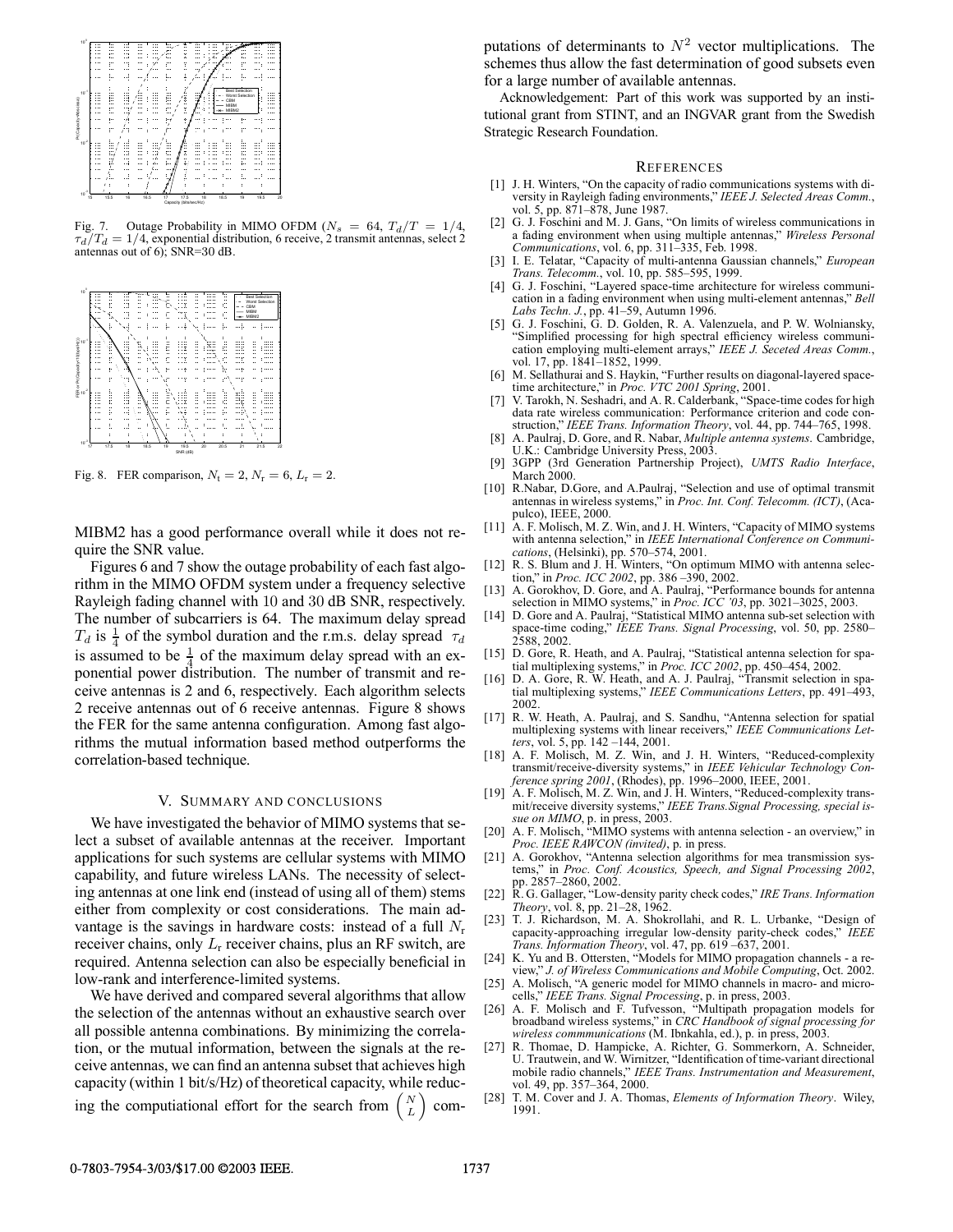$10^0$

$10^{-1}$

$10^{-2}$

$10^{-3}$

15 15.5 16 16.5 17 17.5 18 18.5 19 19.5 20

Capacity (bits/sec/Hz)

Pr(Capacity<Abscissa)

Best Selection
Worst Selection
CBM
MIBM
MIBM2

Fig. 7. Outage Probability in MIMO OFDM ($N_s$ = 64, $T_d/T = 1/4$, $\tau_d/T_d = 1/4$, exponential distribution, 6 receive, 2 transmit antennas, select 2 antennas out of 6); SNR=30 dB.

$10^0$

$10^{-1}$

$10^{-2}$

$10^{-3}$

17 17.5 18 18.5 19 19.5 20 20.5 21 21.5 22

SNR (dB)

FER or Pr(Capacity<10bps/Hz)

Best Selection
Worst Selection
CBM
MIBM
MIBM2

Fig. 8. FER comparison, $N_t = 2$, $N_r = 6$, $L_r = 2$.

MIBM2 has a good performance overall while it does not require the SNR value.

Figures 6 and 7 show the outage probability of each fast algorithm in the MIMO OFDM system under a frequency selective Rayleigh fading channel with 10 and 30 dB SNR, respectively. The number of subcarriers is 64. The maximum delay spread $T_d$ is $\frac{1}{4}$ of the symbol duration and the r.m.s. delay spread $\tau_d$ is assumed to be $\frac{1}{4}$ of the maximum delay spread with an exponential power distribution. The number of transmit and receive antennas is 2 and 6, respectively. Each algorithm selects 2 receive antennas out of 6 receive antennas. Figure 8 shows the FER for the same antenna configuration. Among fast algorithms the mutual information based method outperforms the correlation-based technique.

## V. Summary and Conclusions

We have investigated the behavior of MIMO systems that select a subset of available antennas at the receiver. Important applications for such systems are cellular systems with MIMO capability, and future wireless LANs. The necessity of selecting antennas at one link end (instead of using all of them) stems either from complexity or cost considerations. The main advantage is the savings in hardware costs: instead of a full $N_r$ receiver chains, only $L_r$ receiver chains, plus an RF switch, are required. Antenna selection can also be especially beneficial in low-rank and interference-limited systems.

We have derived and compared several algorithms that allow the selection of the antennas without an exhaustive search over all possible antenna combinations. By minimizing the correlation, or the mutual information, between the signals at the receive antennas, we can find an antenna subset that achieves high capacity (within 1 bit/s/Hz) of theoretical capacity, while reducing the computational effort for the search from $\binom{N}{L}$ computations of determinants to $N^2$ vector multiplications. The schemes thus allow the fast determination of good subsets even for a large number of available antennas.

Acknowledgement: Part of this work was supported by an institutional grant from STINT, and an INGVAR grant from the Swedish Strategic Research Foundation.

## References

[1] J. H. Winters, "On the capacity of radio communications systems with diversity in Rayleigh fading environments," *IEEE J. Selected Areas Comm.*, vol. 5, pp. 871–878, June 1987.

[2] G. J. Foschini and M. J. Gans, "On limits of wireless communications in a fading environment when using multiple antennas," *Wireless Personal Communications*, vol. 6, pp. 311–335, Feb. 1998.

[3] I. E. Telatar, "Capacity of multi-antenna Gaussian channels," *European Trans. Telecomm.*, vol. 10, pp. 585–595, 1999.

[4] G. J. Foschini, "Layered space-time architecture for wireless communication in a fading environment when using multi-element antennas," *Bell Labs Techn. J.*, pp. 41–59, Autumn 1996.

[5] G. J. Foschini, G. D. Golden, R. A. Valenzuela, and P. W. Wolniansky, "Simplified processing for high spectral efficiency wireless communication employing multi-element arrays," *IEEE J. Seceted Areas Comm.*, vol. 17, pp. 1841–1852, 1999.

[6] M. Sellathurai and S. Haykin, "Further results on diagonal-layered space-time architecture," in *Proc. VTC 2001 Spring*, 2001.

[7] V. Tarokh, N. Seshadri, and A. R. Calderbank, "Space-time codes for high data rate wireless communication: Performance criterion and code construction," *IEEE Trans. Information Theory*, vol. 44, pp. 744–765, 1998.

[8] A. Paulraj, D. Gore, and R. Nabar, *Multiple antenna systems*. Cambridge, U.K.: Cambridge University Press, 2003.

[9] 3GPP (3rd Generation Partnership Project), *UMTS Radio Interface*, March 2000.

[10] R.Nabar, D.Gore, and A.Paulraj, "Selection and use of optimal transmit antennas in wireless systems," in *Proc. Int. Conf. Telecomm. (ICT)*, (Acapulco), IEEE, 2000.

[11] A. F. Molisch, M. Z. Win, and J. H. Winters, "Capacity of MIMO systems with antenna selection," in *IEEE International Conference on Communications*, (Helsinki), pp. 570–574, 2001.

[12] R. S. Blum and J. H. Winters, "On optimum MIMO with antenna selection," in *Proc. ICC 2002*, pp. 386 –390, 2002.

[13] A. Gorokhov, D. Gore, and A. Paulraj, "Performance bounds for antenna selection in MIMO systems," in *Proc. ICC '03*, pp. 3021–3025, 2003.

[14] D. Gore and A. Paulraj, "Statistical MIMO antenna sub-set selection with space-time coding," *IEEE Trans. Signal Processing*, vol. 50, pp. 2580–2588, 2002.

[15] D. Gore, R. Heath, and A. Paulraj, "Statistical antenna selection for spatial multiplexing systems," in *Proc. ICC 2002*, pp. 450–454, 2002.

[16] D. A. Gore, R. W. Heath, and A. J. Paulraj, "Transmit selection in spatial multiplexing systems," *IEEE Communications Letters*, pp. 491–493, 2002.

[17] R. W. Heath, A. Paulraj, and S. Sandhu, "Antenna selection for spatial multiplexing systems with linear receivers," *IEEE Communications Letters*, vol. 5, pp. 142 –144, 2001.

[18] A. F. Molisch, M. Z. Win, and J. H. Winters, "Reduced-complexity transmit/receive-diversity systems," in *IEEE Vehicular Technology Conference spring 2001*, (Rhodes), pp. 1996–2000, IEEE, 2001.

[19] A. F. Molisch, M. Z. Win, and J. H. Winters, "Reduced-complexity transmit/receive diversity systems," *IEEE Trans.Signal Processing, special issue on MIMO*, p. in press, 2003.

[20] A. F. Molisch, "MIMO systems with antenna selection - an overview," in *Proc. IEEE RAWCON (invited)*, p. in press.

[21] A. Gorokhov, "Antenna selection algorithms for mea transmission systems," in *Proc. Conf. Acoustics, Speech, and Signal Processing 2002*, pp. 2857–2860, 2002.

[22] R. G. Gallager, "Low-density parity check codes," *IRE Trans. Information Theory*, vol. 8, pp. 21–28, 1962.

[23] T. J. Richardson, M. A. Shokrollahi, and R. L. Urbanke, "Design of capacity-approaching irregular low-density parity-check codes," *IEEE Trans. Information Theory*, vol. 47, pp. 619 –637, 2001.

[24] K. Yu and B. Ottersten, "Models for MIMO propagation channels - a review," *J. of Wireless Communications and Mobile Computing*, Oct. 2002.

[25] A. Molisch, "A generic model for MIMO channels in macro- and microcells," *IEEE Trans. Signal Processing*, p. in press, 2003.

[26] A. F. Molisch and F. Tufvesson, "Multipath propagation models for broadband wireless systems," in *CRC Handbook of signal processing for wireless commmunications* (M. Ibnkahla, ed.), p. in press, 2003.

[27] R. Thomae, D. Hampicke, A. Richter, G. Sommerkorn, A. Schneider, U. Trautwein, and W. Wirnitzer, "Identification of time-variant directional mobile radio channels," *IEEE Trans. Instrumentation and Measurement*, vol. 49, pp. 357–364, 2000.

[28] T. M. Cover and J. A. Thomas, *Elements of Information Theory*. Wiley, 1991.